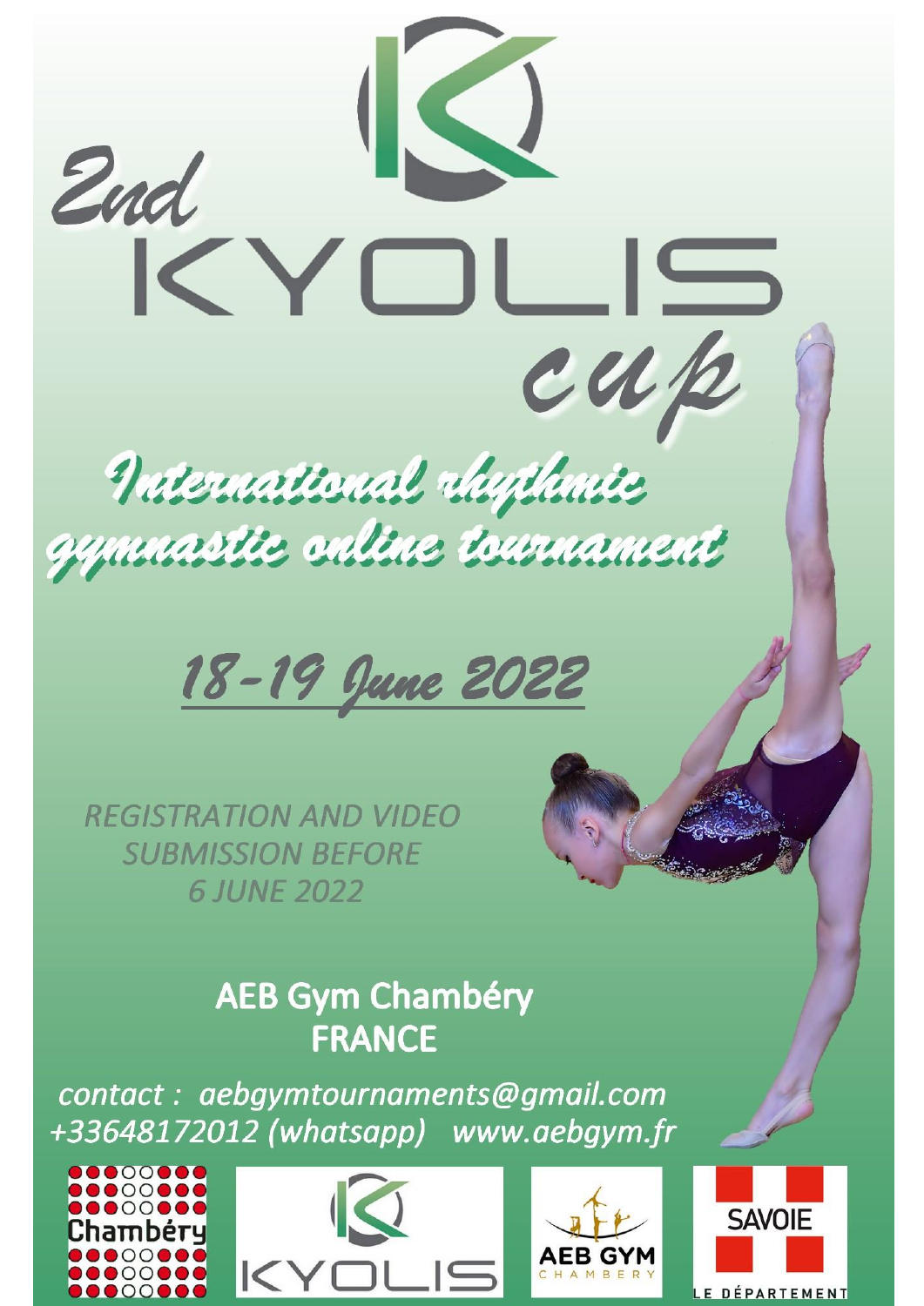# 2nd KYOLIS cup

## International rhythmic gymnastic online tournament

## 18-19 June 2022

*REGISTRATION AND VIDEO SUBMISSION BEFORE 6 JUNE 2022*

**AEB Gym Chambéry**
**FRANCE**

*contact : aebgymtournaments@gmail.com*
*+33648172012 (whatsapp) www.aebgym.fr*

Chambéry KYOLIS AEB GYM CHAMBERY SAVOIE LE DÉPARTEMENT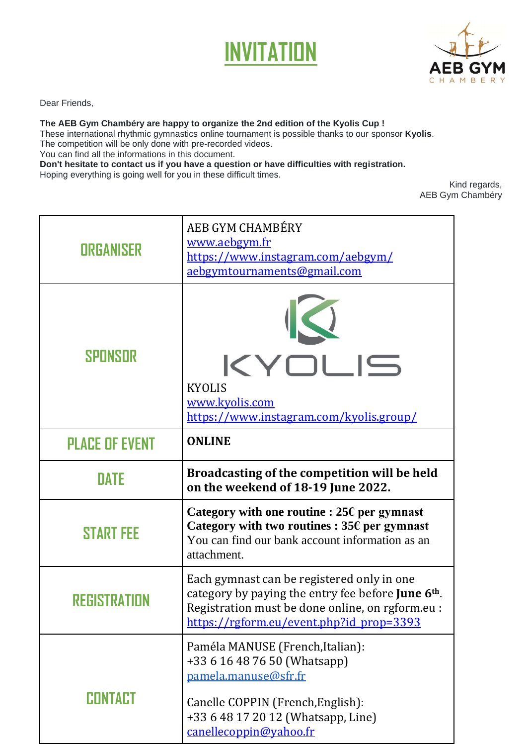# INVITATION

Dear Friends,

**The AEB Gym Chambéry are happy to organize the 2nd edition of the Kyolis Cup !**
These international rhythmic gymnastics online tournament is possible thanks to our sponsor **Kyolis**.
The competition will be only done with pre-recorded videos.
You can find all the informations in this document.
**Don't hesitate to contact us if you have a question or have difficulties with registration.**
Hoping everything is going well for you in these difficult times.

Kind regards,
AEB Gym Chambéry

| | |
|---|---|
| **ORGANISER** | AEB GYM CHAMBÉRY<br>www.aebgym.fr<br>https://www.instagram.com/aebgym/<br>aebgymtournaments@gmail.com |
| **SPONSOR** | KYOLIS<br>KYOLIS<br>www.kyolis.com<br>https://www.instagram.com/kyolis.group/ |
| **PLACE OF EVENT** | **ONLINE** |
| **DATE** | **Broadcasting of the competition will be held on the weekend of 18-19 June 2022.** |
| **START FEE** | **Category with one routine : 25€ per gymnast**<br>**Category with two routines : 35€ per gymnast**<br>You can find our bank account information as an attachment. |
| **REGISTRATION** | Each gymnast can be registered only in one category by paying the entry fee before **June 6th**.<br>Registration must be done online, on rgform.eu :<br>https://rgform.eu/event.php?id_prop=3393 |
| **CONTACT** | Paméla MANUSE (French,Italian):<br>+33 6 16 48 76 50 (Whatsapp)<br>pamela.manuse@sfr.fr<br><br>Canelle COPPIN (French,English):<br>+33 6 48 17 20 12 (Whatsapp, Line)<br>canellecoppin@yahoo.fr |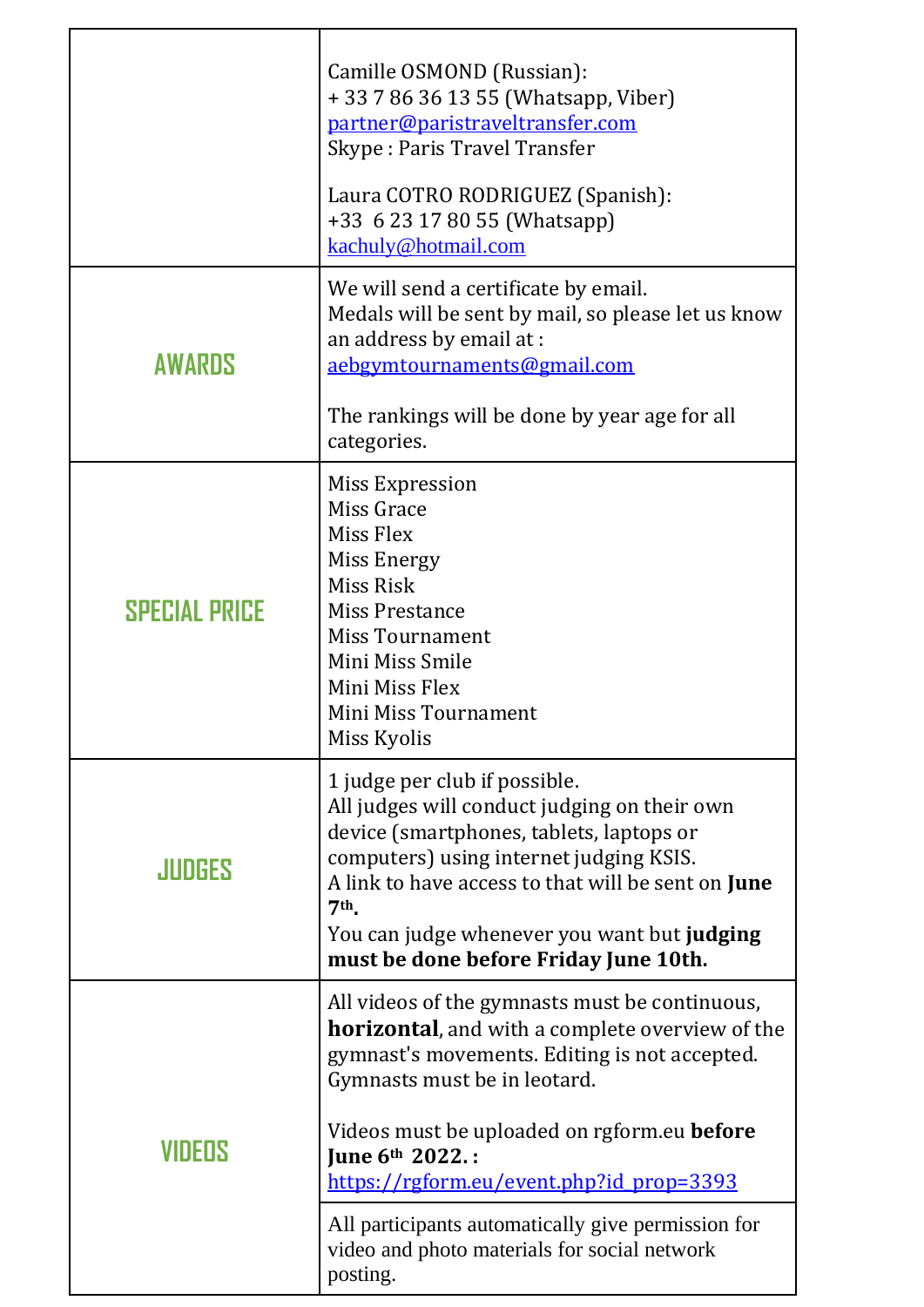| | |
|---|---|
| | Camille OSMOND (Russian):<br>+ 33 7 86 36 13 55 (Whatsapp, Viber)<br>partner@paristraveltransfer.com<br>Skype : Paris Travel Transfer<br><br>Laura COTRO RODRIGUEZ (Spanish):<br>+33 6 23 17 80 55 (Whatsapp)<br>kachuly@hotmail.com |
| **AWARDS** | We will send a certificate by email.<br>Medals will be sent by mail, so please let us know an address by email at :<br>aebgymtournaments@gmail.com<br><br>The rankings will be done by year age for all categories. |
| **SPECIAL PRICE** | Miss Expression<br>Miss Grace<br>Miss Flex<br>Miss Energy<br>Miss Risk<br>Miss Prestance<br>Miss Tournament<br>Mini Miss Smile<br>Mini Miss Flex<br>Mini Miss Tournament<br>Miss Kyolis |
| **JUDGES** | 1 judge per club if possible.<br>All judges will conduct judging on their own device (smartphones, tablets, laptops or computers) using internet judging KSIS.<br>A link to have access to that will be sent on **June 7th.**<br>You can judge whenever you want but **judging must be done before Friday June 10th.** |
| **VIDEOS** | All videos of the gymnasts must be continuous, **horizontal**, and with a complete overview of the gymnast's movements. Editing is not accepted.<br>Gymnasts must be in leotard.<br><br>Videos must be uploaded on rgform.eu **before June 6th 2022. :**<br>https://rgform.eu/event.php?id_prop=3393 |
| | All participants automatically give permission for video and photo materials for social network posting. |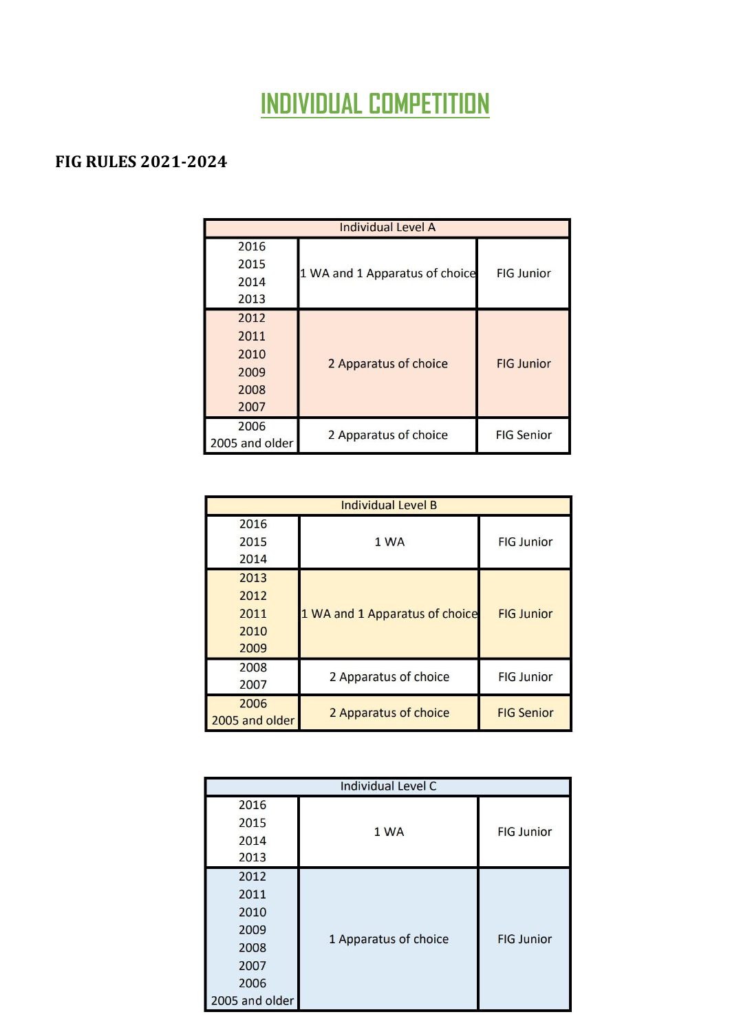# INDIVIDUAL COMPETITION

**FIG RULES 2021-2024**

| Individual Level A | | |
|---|---|---|
| 2016<br>2015<br>2014<br>2013 | 1 WA and 1 Apparatus of choice | FIG Junior |
| 2012<br>2011<br>2010<br>2009<br>2008<br>2007 | 2 Apparatus of choice | FIG Junior |
| 2006<br>2005 and older | 2 Apparatus of choice | FIG Senior |

| Individual Level B | | |
|---|---|---|
| 2016<br>2015<br>2014 | 1 WA | FIG Junior |
| 2013<br>2012<br>2011<br>2010<br>2009 | 1 WA and 1 Apparatus of choice | FIG Junior |
| 2008<br>2007 | 2 Apparatus of choice | FIG Junior |
| 2006<br>2005 and older | 2 Apparatus of choice | FIG Senior |

| Individual Level C | | |
|---|---|---|
| 2016<br>2015<br>2014<br>2013 | 1 WA | FIG Junior |
| 2012<br>2011<br>2010<br>2009<br>2008<br>2007<br>2006<br>2005 and older | 1 Apparatus of choice | FIG Junior |